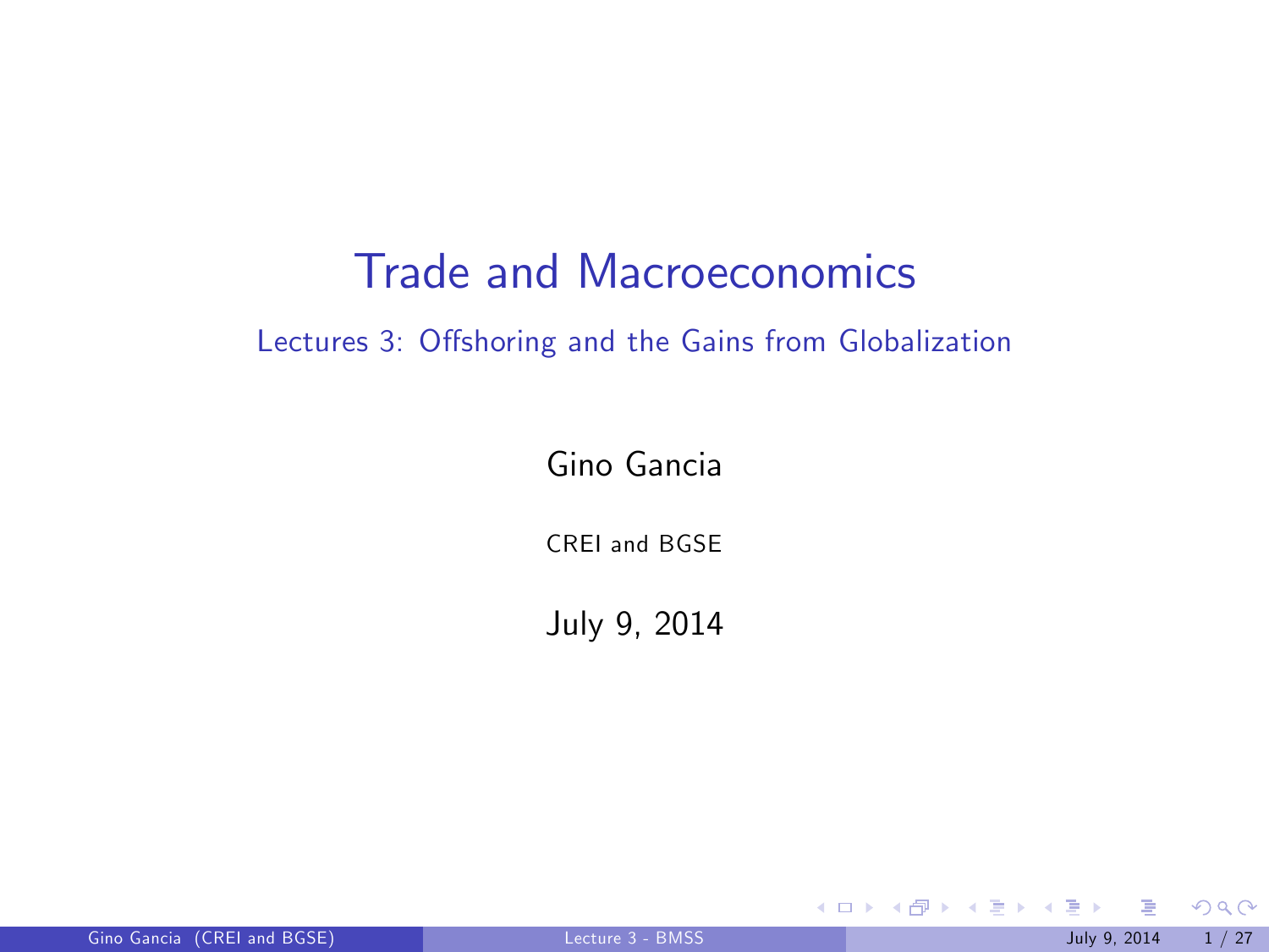# Trade and Macroeconomics

## Lectures 3: Offshoring and the Gains from Globalization

Gino Gancia

CREI and BGSE

July 9, 2014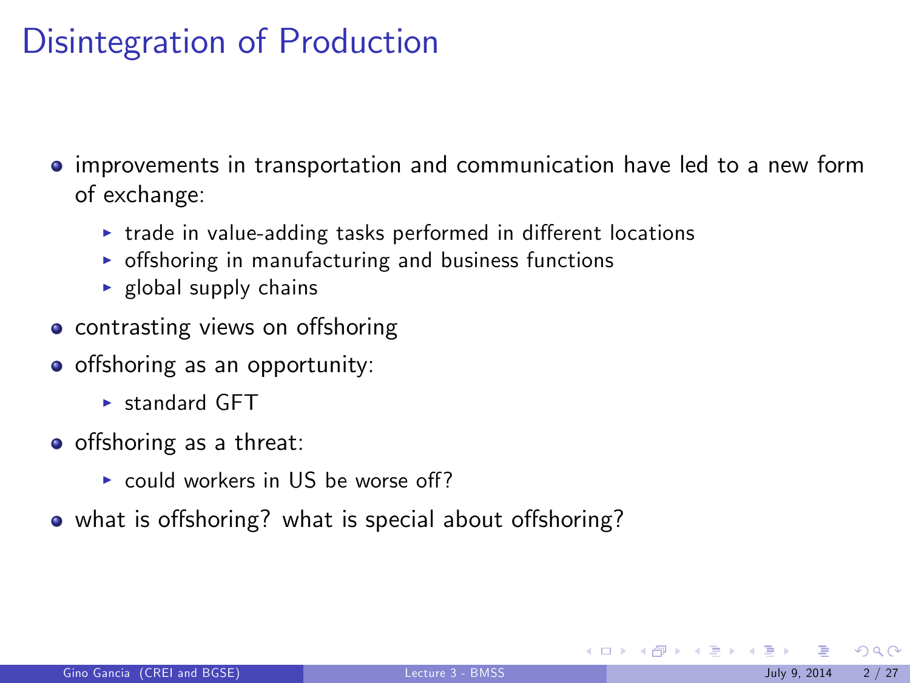# Disintegration of Production

- improvements in transportation and communication have led to a new form of exchange:
  - trade in value-adding tasks performed in different locations
  - offshoring in manufacturing and business functions
  - global supply chains
- contrasting views on offshoring
- offshoring as an opportunity:
  - standard GFT
- offshoring as a threat:
  - could workers in US be worse off?
- what is offshoring? what is special about offshoring?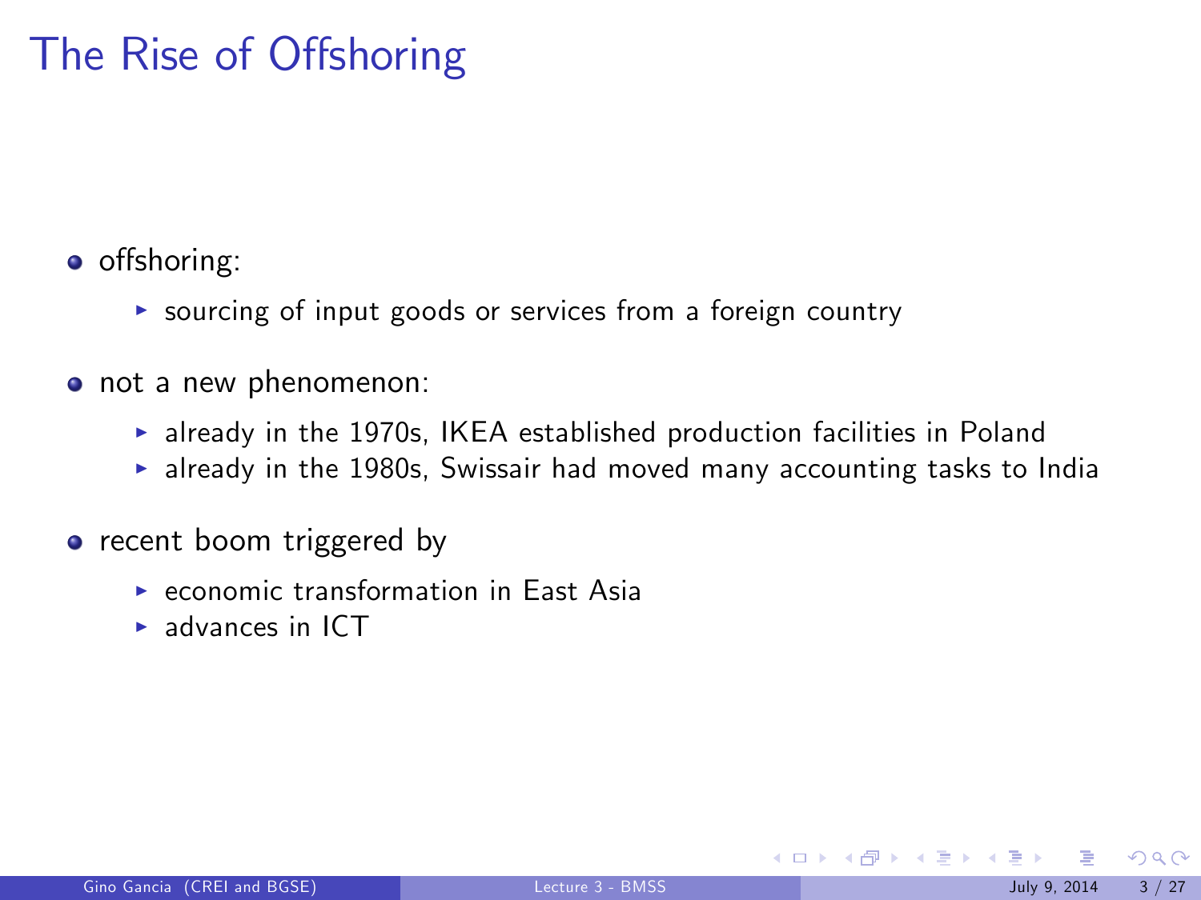# The Rise of Offshoring

- offshoring:
  - sourcing of input goods or services from a foreign country
- not a new phenomenon:
  - already in the 1970s, IKEA established production facilities in Poland
  - already in the 1980s, Swissair had moved many accounting tasks to India
- recent boom triggered by
  - economic transformation in East Asia
  - advances in ICT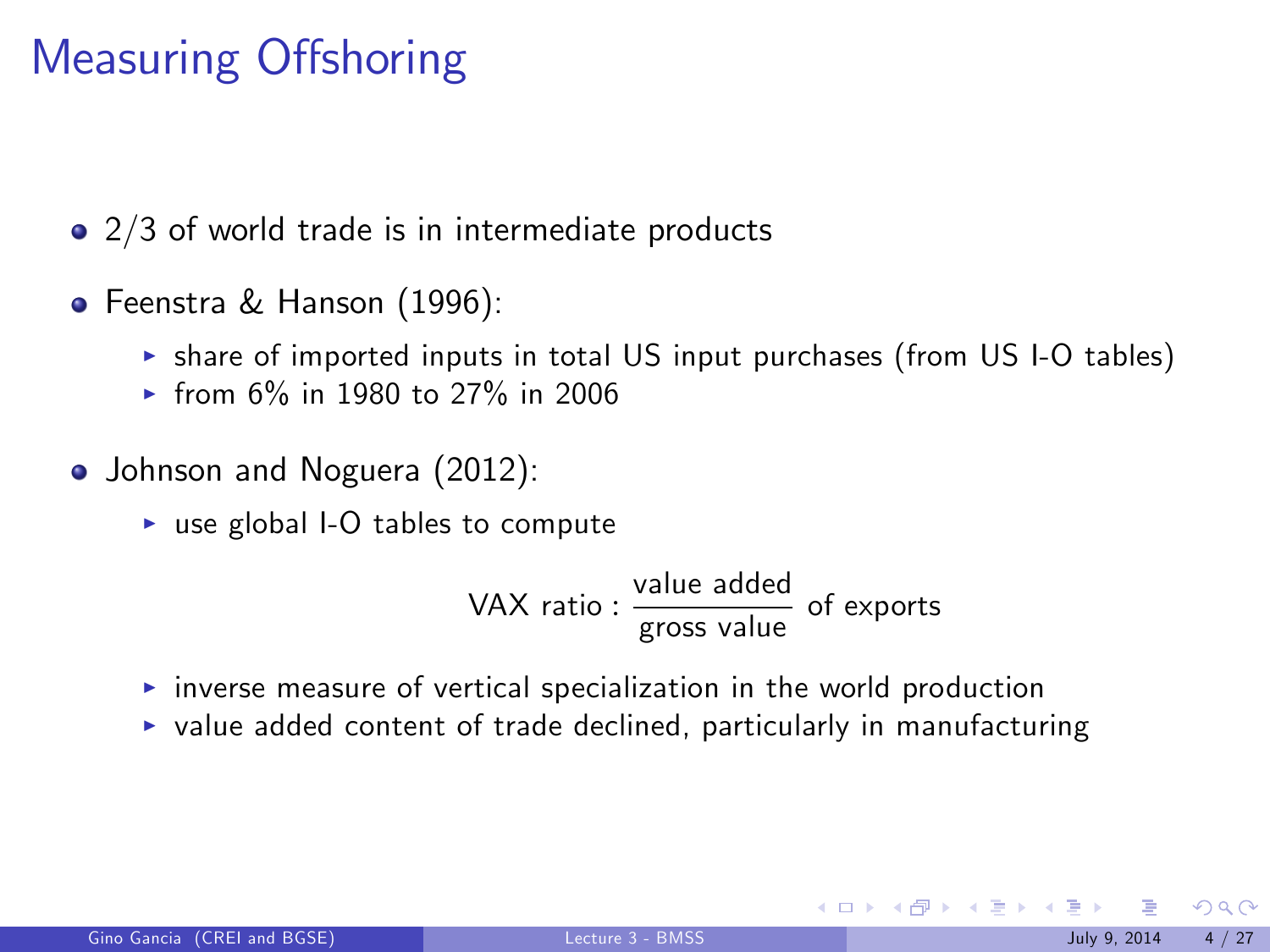# Measuring Offshoring

- 2/3 of world trade is in intermediate products
- Feenstra & Hanson (1996):
  - share of imported inputs in total US input purchases (from US I-O tables)
  - from 6% in 1980 to 27% in 2006
- Johnson and Noguera (2012):
  - use global I-O tables to compute

$$\text{VAX ratio} : \frac{\text{value added}}{\text{gross value}} \text{ of exports}$$

  - inverse measure of vertical specialization in the world production
  - value added content of trade declined, particularly in manufacturing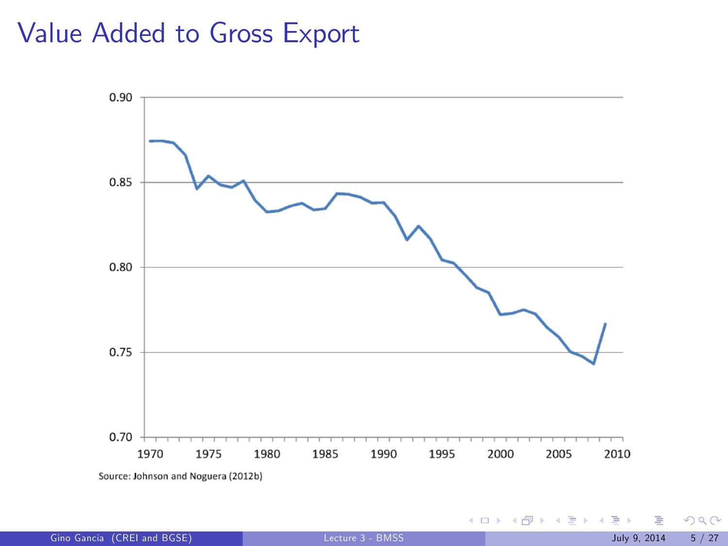# Value Added to Gross Export

Source: Johnson and Noguera (2012b)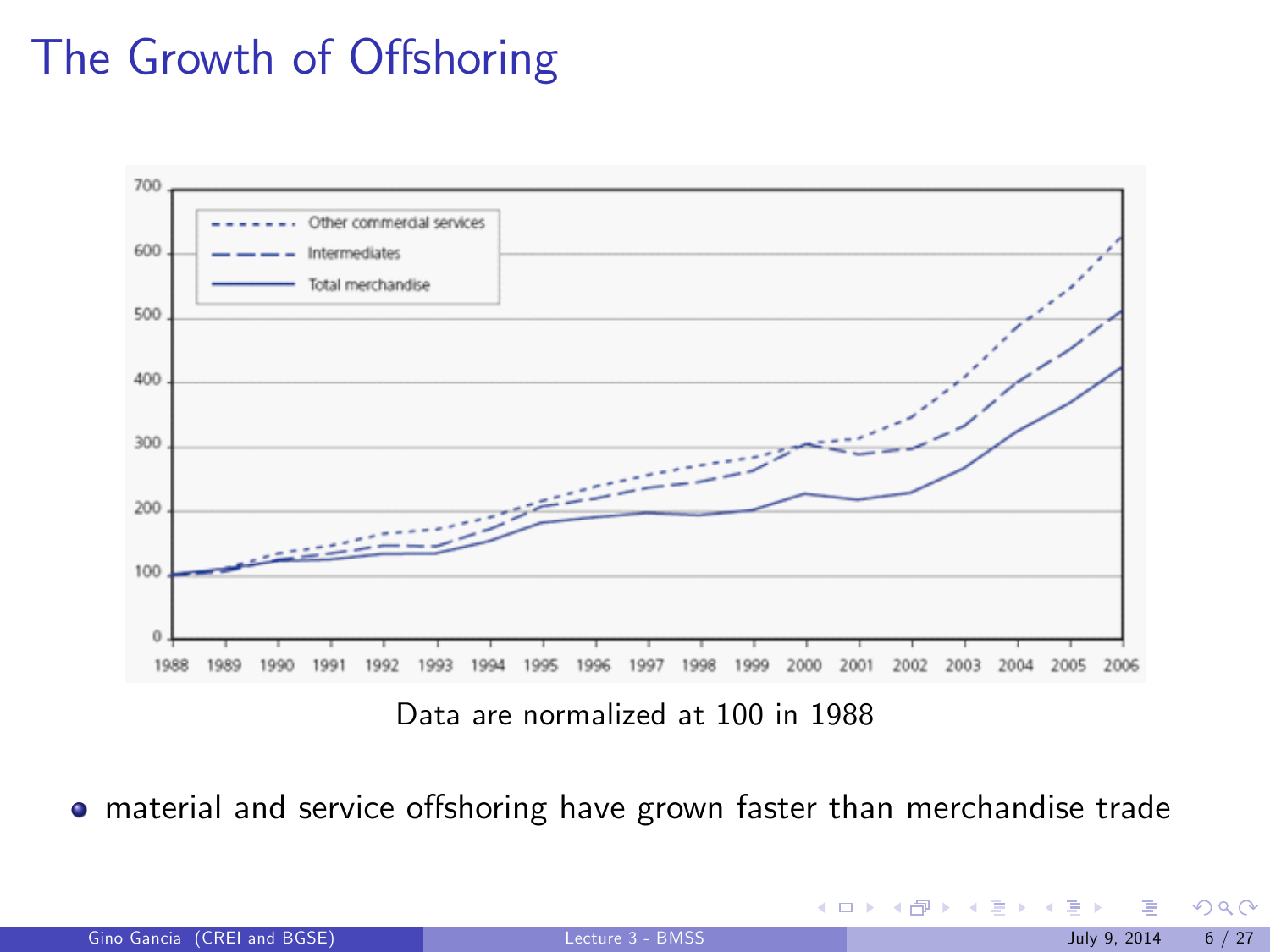# The Growth of Offshoring

Data are normalized at 100 in 1988

- material and service offshoring have grown faster than merchandise trade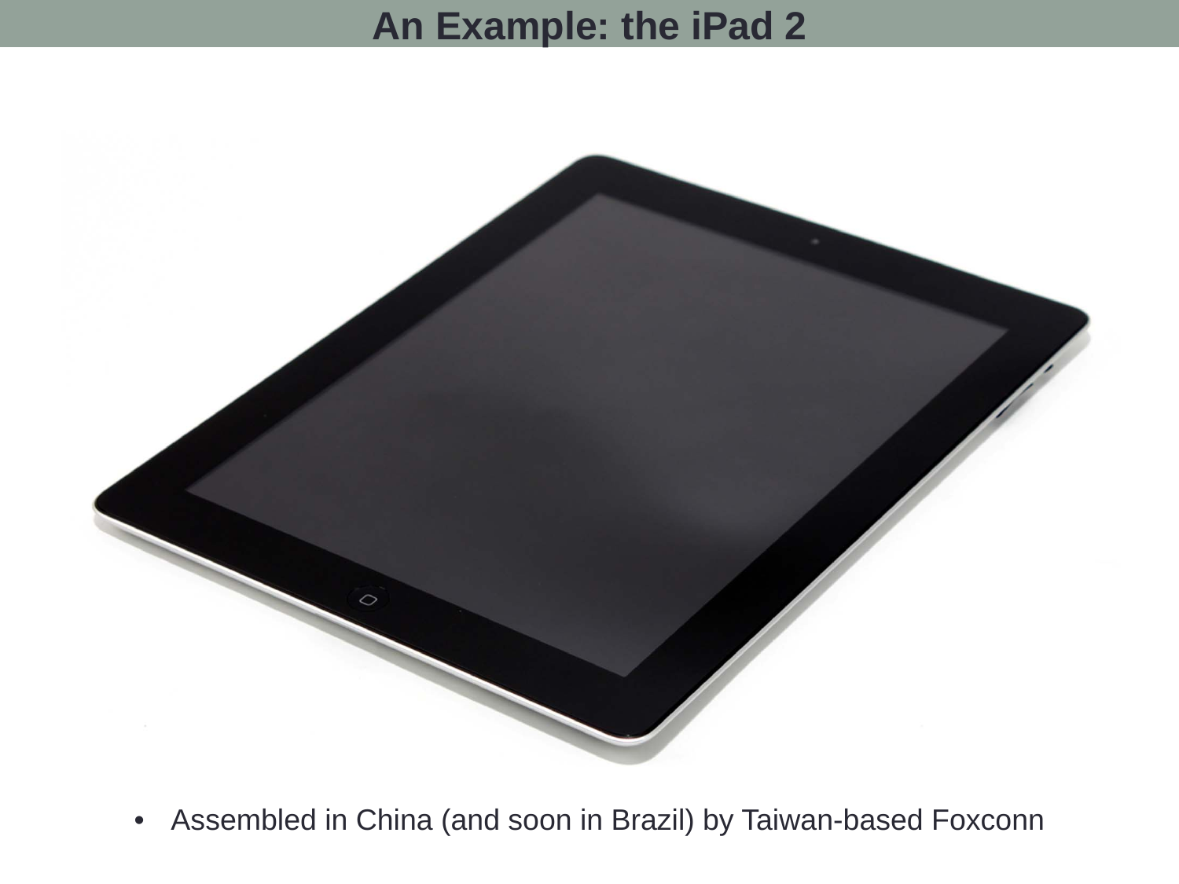# An Example: the iPad 2

- Assembled in China (and soon in Brazil) by Taiwan-based Foxconn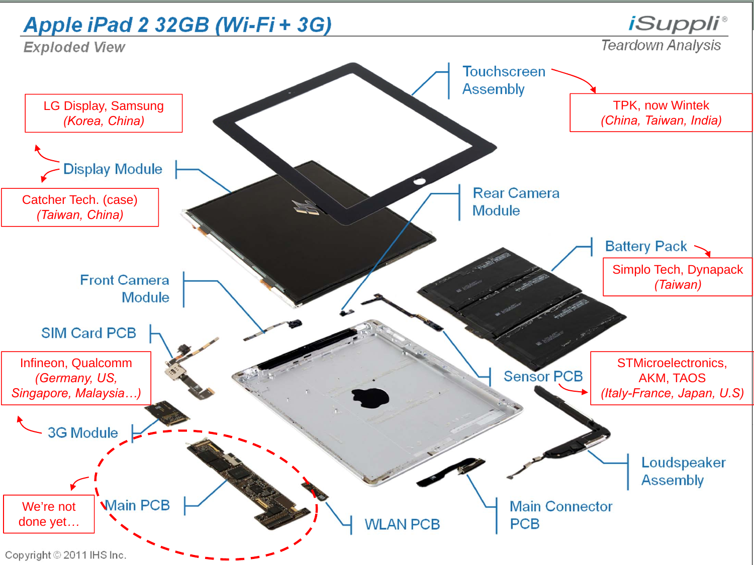# Apple iPad 2 32GB (Wi-Fi + 3G)

## Exploded View

iSuppli Teardown Analysis

- Touchscreen Assembly — TPK, now Wintek *(China, Taiwan, India)*
- Display Module — LG Display, Samsung *(Korea, China)*; Catcher Tech. (case) *(Taiwan, China)*
- Rear Camera Module
- Battery Pack — Simplo Tech, Dynapack *(Taiwan)*
- Front Camera Module
- SIM Card PCB
- 3G Module — Infineon, Qualcomm *(Germany, US, Singapore, Malaysia…)*
- Sensor PCB — STMicroelectronics, AKM, TAOS *(Italy-France, Japan, U.S)*
- Loudspeaker Assembly
- Main PCB — We're not done yet…
- WLAN PCB
- Main Connector PCB

Copyright © 2011 IHS Inc.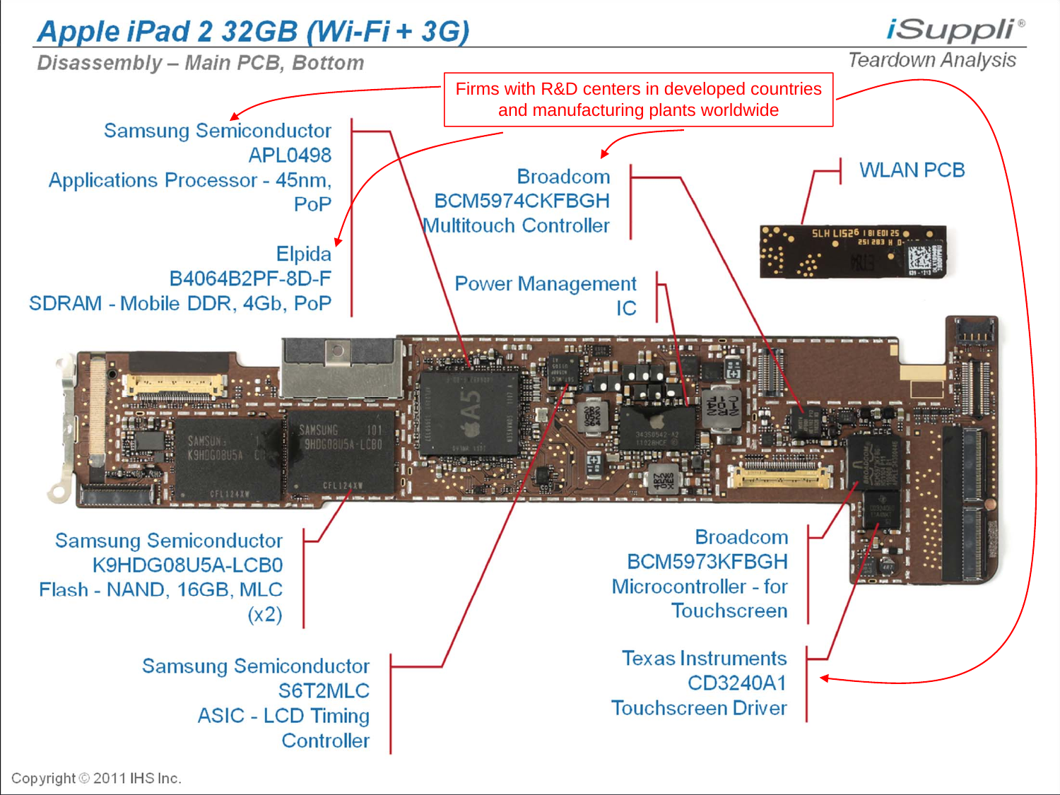# Apple iPad 2 32GB (Wi-Fi + 3G)

## Disassembly – Main PCB, Bottom

iSuppli® Teardown Analysis

Firms with R&D centers in developed countries and manufacturing plants worldwide

Samsung Semiconductor
APL0498
Applications Processor - 45nm, PoP

Elpida
B4064B2PF-8D-F
SDRAM - Mobile DDR, 4Gb, PoP

Broadcom
BCM5974CKFBGH
Multitouch Controller

Power Management IC

WLAN PCB

Samsung Semiconductor
K9HDG08U5A-LCB0
Flash - NAND, 16GB, MLC (x2)

Samsung Semiconductor
S6T2MLC
ASIC - LCD Timing Controller

Broadcom
BCM5973KFBGH
Microcontroller - for Touchscreen

Texas Instruments
CD3240A1
Touchscreen Driver

Copyright © 2011 IHS Inc.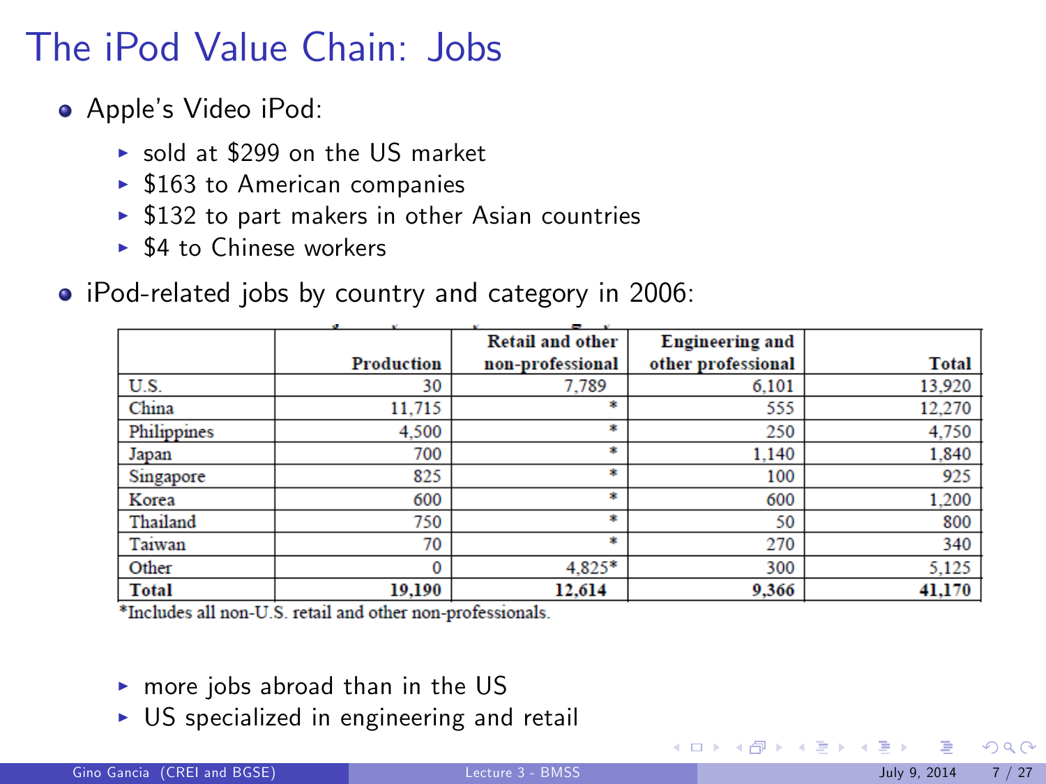# The iPod Value Chain: Jobs

- Apple's Video iPod:
  - sold at \$299 on the US market
  - \$163 to American companies
  - \$132 to part makers in other Asian countries
  - \$4 to Chinese workers
- iPod-related jobs by country and category in 2006:

| | Production | Retail and other non-professional | Engineering and other professional | Total |
|---|---|---|---|---|
| U.S. | 30 | 7,789 | 6,101 | 13,920 |
| China | 11,715 | * | 555 | 12,270 |
| Philippines | 4,500 | * | 250 | 4,750 |
| Japan | 700 | * | 1,140 | 1,840 |
| Singapore | 825 | * | 100 | 925 |
| Korea | 600 | * | 600 | 1,200 |
| Thailand | 750 | * | 50 | 800 |
| Taiwan | 70 | * | 270 | 340 |
| Other | 0 | 4,825* | 300 | 5,125 |
| **Total** | **19,190** | **12,614** | **9,366** | **41,170** |

*Includes all non-U.S. retail and other non-professionals.

  - more jobs abroad than in the US
  - US specialized in engineering and retail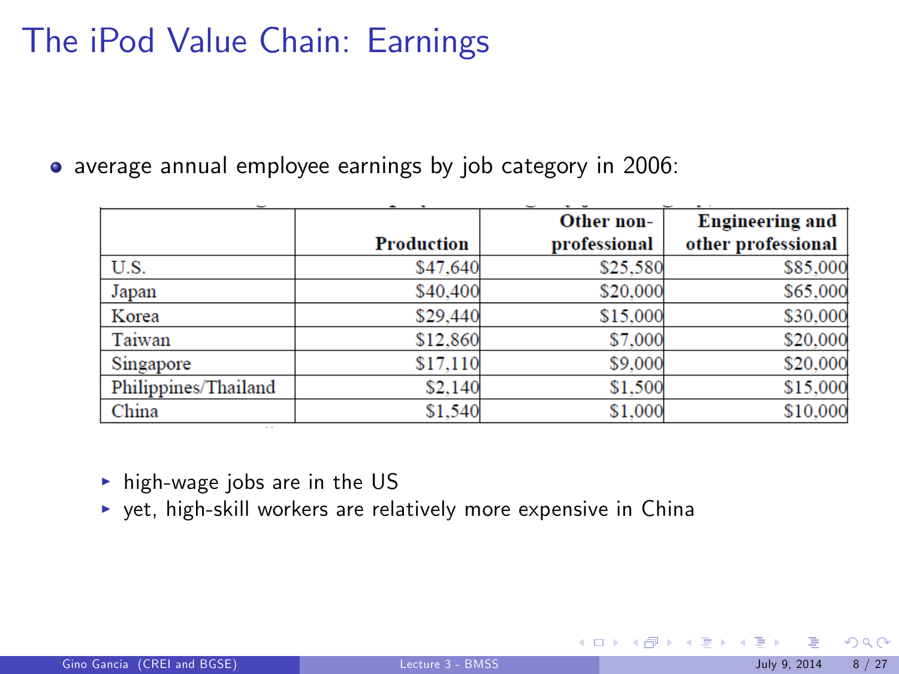# The iPod Value Chain: Earnings

- average annual employee earnings by job category in 2006:

| | Production | Other non-professional | Engineering and other professional |
|---|---|---|---|
| U.S. | $47,640 | $25,580 | $85,000 |
| Japan | $40,400 | $20,000 | $65,000 |
| Korea | $29,440 | $15,000 | $30,000 |
| Taiwan | $12,860 | $7,000 | $20,000 |
| Singapore | $17,110 | $9,000 | $20,000 |
| Philippines/Thailand | $2,140 | $1,500 | $15,000 |
| China | $1,540 | $1,000 | $10,000 |

  - high-wage jobs are in the US
  - yet, high-skill workers are relatively more expensive in China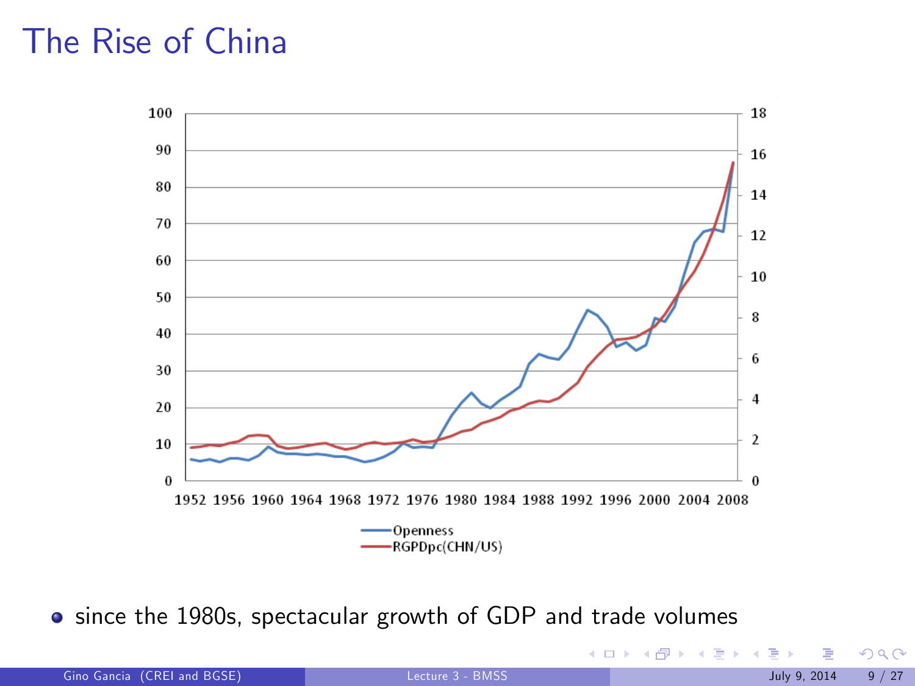# The Rise of China

- since the 1980s, spectacular growth of GDP and trade volumes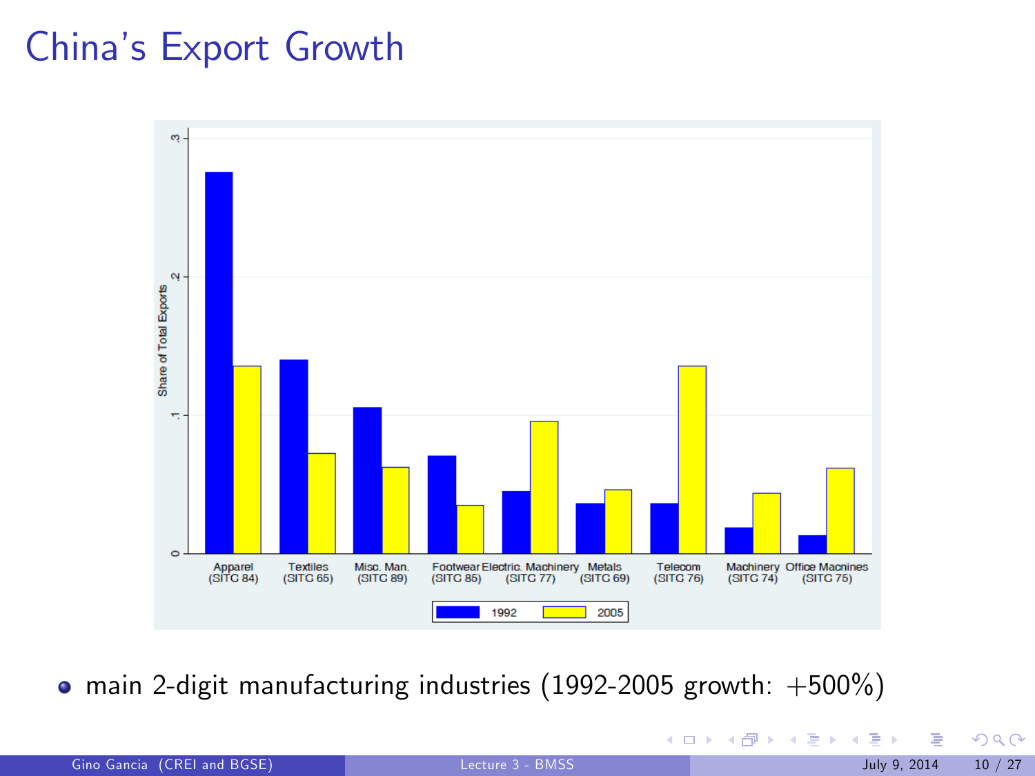# China's Export Growth

- main 2-digit manufacturing industries (1992-2005 growth: +500%)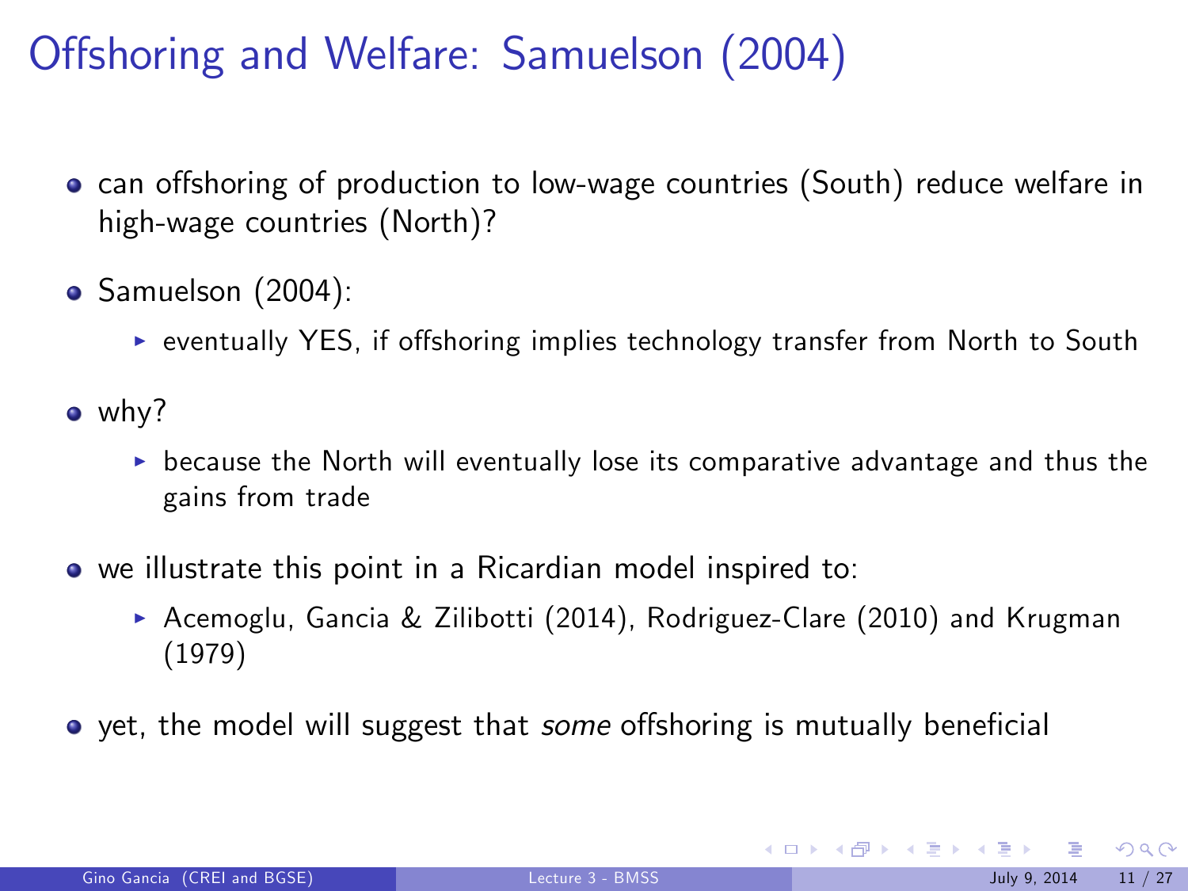# Offshoring and Welfare: Samuelson (2004)

- can offshoring of production to low-wage countries (South) reduce welfare in high-wage countries (North)?
- Samuelson (2004):
  - eventually YES, if offshoring implies technology transfer from North to South
- why?
  - because the North will eventually lose its comparative advantage and thus the gains from trade
- we illustrate this point in a Ricardian model inspired to:
  - Acemoglu, Gancia & Zilibotti (2014), Rodriguez-Clare (2010) and Krugman (1979)
- yet, the model will suggest that *some* offshoring is mutually beneficial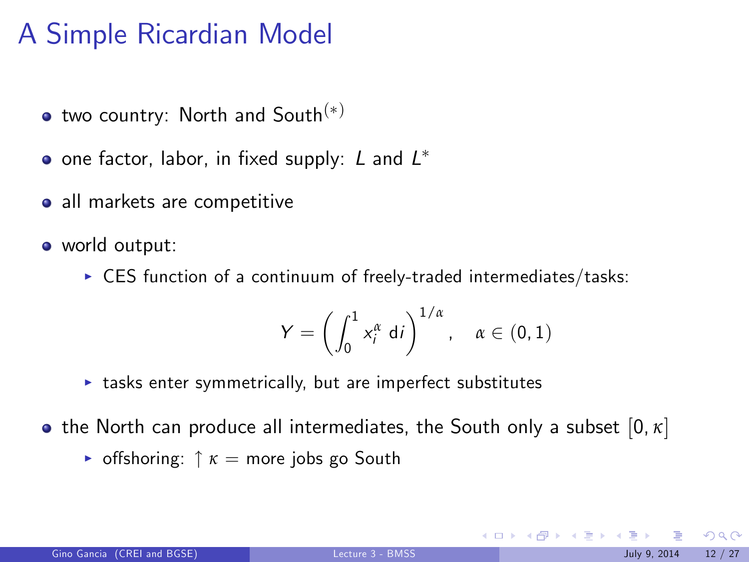# A Simple Ricardian Model

- two country: North and South$^{(*)}$
- one factor, labor, in fixed supply: $L$ and $L^*$
- all markets are competitive
- world output:
  - CES function of a continuum of freely-traded intermediates/tasks:

$$Y = \left( \int_0^1 x_i^{\alpha} \, di \right)^{1/\alpha}, \quad \alpha \in (0,1)$$

  - tasks enter symmetrically, but are imperfect substitutes
- the North can produce all intermediates, the South only a subset $[0, \kappa]$
  - offshoring: $\uparrow \kappa =$ more jobs go South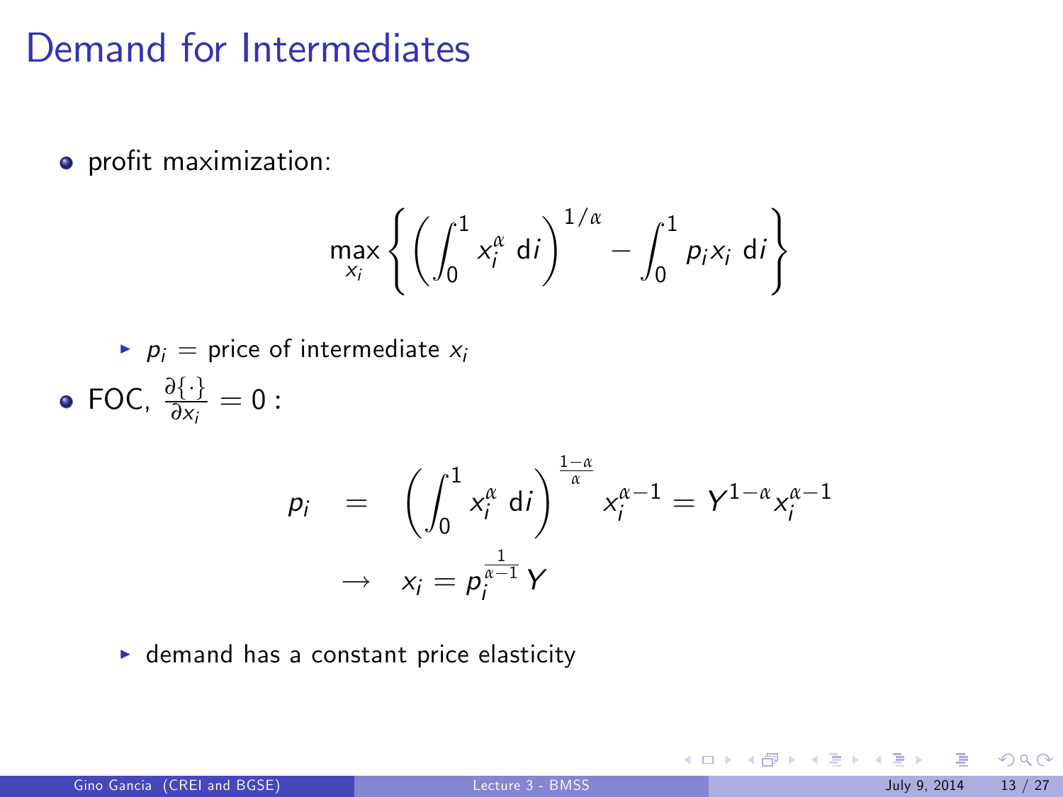# Demand for Intermediates

- profit maximization:

$$\max_{x_i} \left\{ \left( \int_0^1 x_i^\alpha \, \mathrm{d}i \right)^{1/\alpha} - \int_0^1 p_i x_i \, \mathrm{d}i \right\}$$

  - $p_i$ = price of intermediate $x_i$

- FOC, $\frac{\partial \{\cdot\}}{\partial x_i} = 0$ :

$$\begin{aligned} p_i &= \left( \int_0^1 x_i^\alpha \, \mathrm{d}i \right)^{\frac{1-\alpha}{\alpha}} x_i^{\alpha-1} = Y^{1-\alpha} x_i^{\alpha-1} \\ &\rightarrow \quad x_i = p_i^{\frac{1}{\alpha-1}} Y \end{aligned}$$

  - demand has a constant price elasticity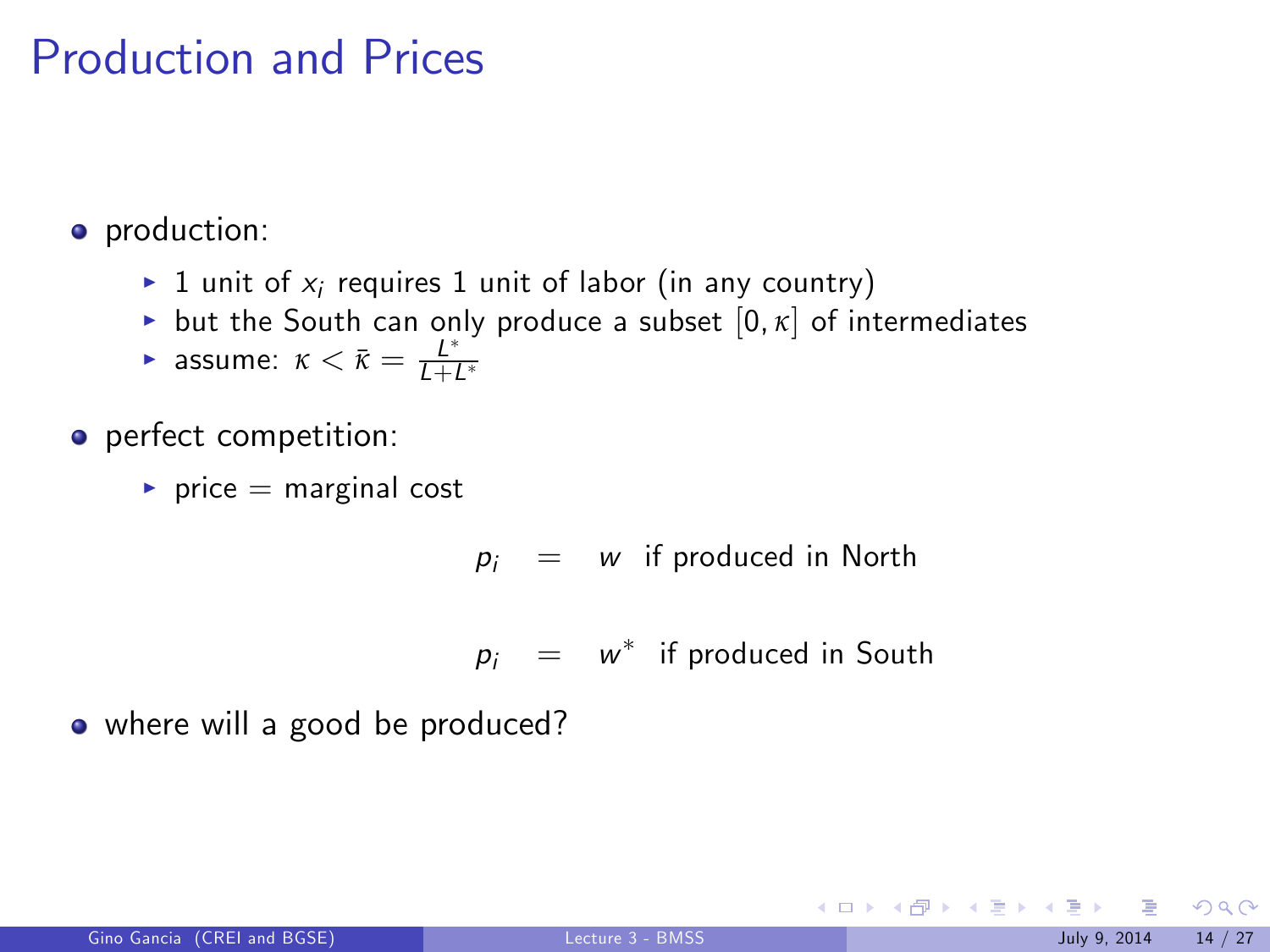# Production and Prices

- production:
  - 1 unit of $x_i$ requires 1 unit of labor (in any country)
  - but the South can only produce a subset $[0, \kappa]$ of intermediates
  - assume: $\kappa < \bar{\kappa} = \frac{L^*}{L+L^*}$
- perfect competition:
  - price = marginal cost

$$p_i = w \text{ if produced in North}$$

$$p_i = w^* \text{ if produced in South}$$

- where will a good be produced?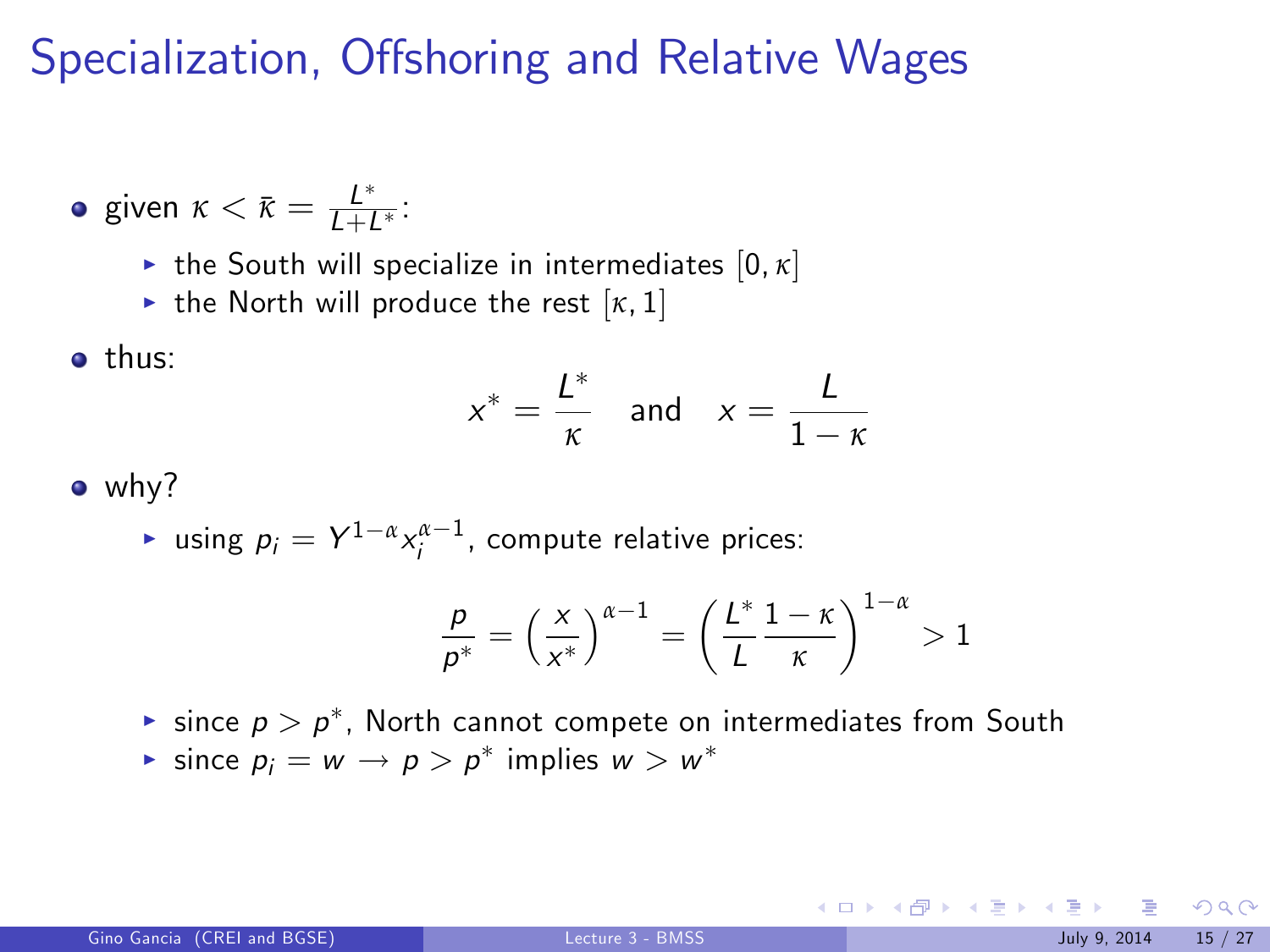# Specialization, Offshoring and Relative Wages

- given $\kappa < \bar{\kappa} = \frac{L^*}{L+L^*}$:
  - the South will specialize in intermediates $[0, \kappa]$
  - the North will produce the rest $[\kappa, 1]$
- thus:

$$x^* = \frac{L^*}{\kappa} \quad \text{and} \quad x = \frac{L}{1-\kappa}$$

- why?
  - using $p_i = Y^{1-\alpha} x_i^{\alpha-1}$, compute relative prices:

$$\frac{p}{p^*} = \left(\frac{x}{x^*}\right)^{\alpha-1} = \left(\frac{L^*}{L}\frac{1-\kappa}{\kappa}\right)^{1-\alpha} > 1$$

  - since $p > p^*$, North cannot compete on intermediates from South
  - since $p_i = w \rightarrow p > p^*$ implies $w > w^*$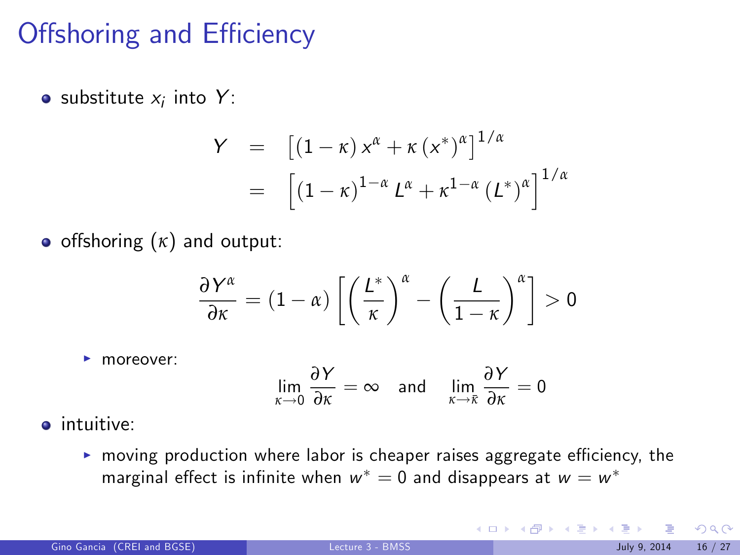# Offshoring and Efficiency

- substitute $x_i$ into $Y$:

$$
\begin{aligned}
Y &= \left[ (1-\kappa) x^{\alpha} + \kappa \left( x^* \right)^{\alpha} \right]^{1/\alpha} \\
&= \left[ (1-\kappa)^{1-\alpha} L^{\alpha} + \kappa^{1-\alpha} \left( L^* \right)^{\alpha} \right]^{1/\alpha}
\end{aligned}
$$

- offshoring ($\kappa$) and output:

$$
\frac{\partial Y^{\alpha}}{\partial \kappa} = (1-\alpha) \left[ \left( \frac{L^*}{\kappa} \right)^{\alpha} - \left( \frac{L}{1-\kappa} \right)^{\alpha} \right] > 0
$$

  - moreover:

$$
\lim_{\kappa \to 0} \frac{\partial Y}{\partial \kappa} = \infty \quad \text{and} \quad \lim_{\kappa \to \bar{\kappa}} \frac{\partial Y}{\partial \kappa} = 0
$$

- intuitive:
  - moving production where labor is cheaper raises aggregate efficiency, the marginal effect is infinite when $w^* = 0$ and disappears at $w = w^*$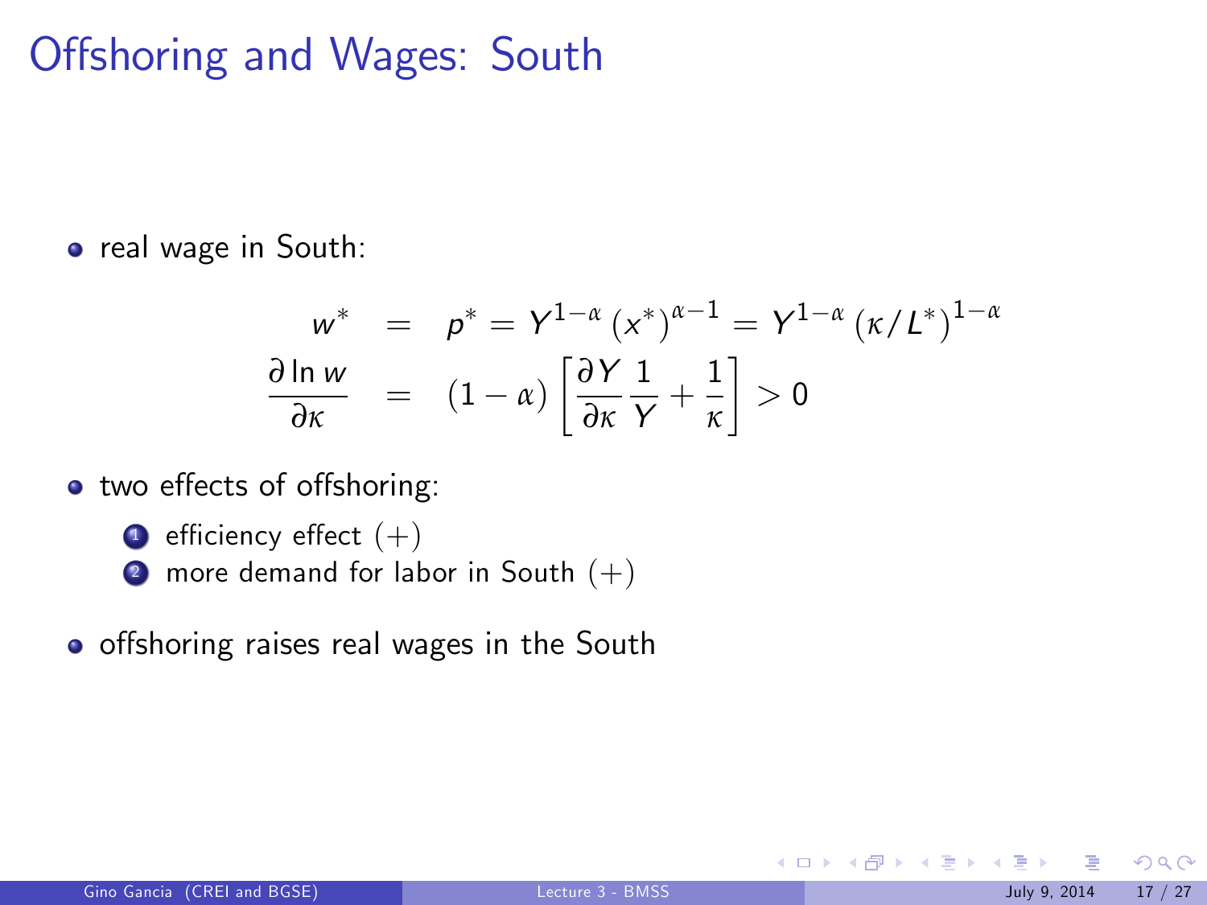# Offshoring and Wages: South

- real wage in South:

$$
\begin{aligned}
w^* &= p^* = Y^{1-\alpha} (x^*)^{\alpha-1} = Y^{1-\alpha} (\kappa / L^*)^{1-\alpha} \\
\frac{\partial \ln w}{\partial \kappa} &= (1-\alpha) \left[ \frac{\partial Y}{\partial \kappa} \frac{1}{Y} + \frac{1}{\kappa} \right] > 0
\end{aligned}
$$

- two effects of offshoring:
  1. efficiency effect $(+)$
  2. more demand for labor in South $(+)$

- offshoring raises real wages in the South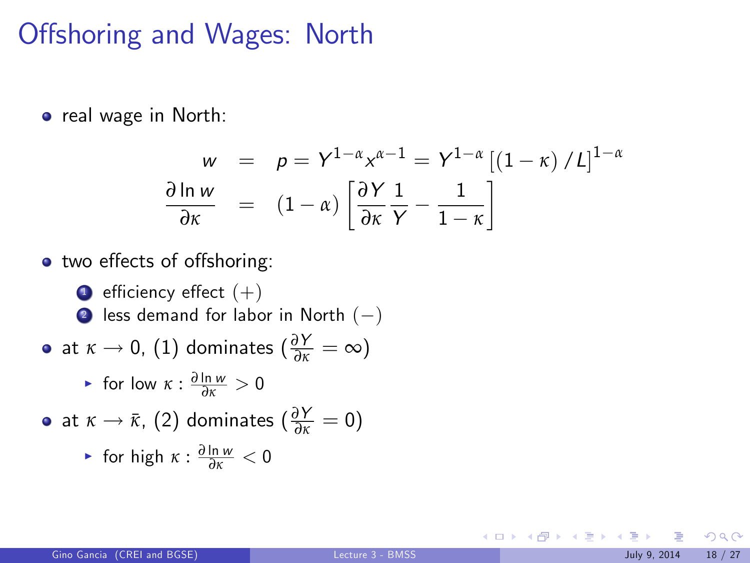# Offshoring and Wages: North

- real wage in North:

$$
\begin{aligned}
w &= p = Y^{1-\alpha} x^{\alpha-1} = Y^{1-\alpha} \left[ (1-\kappa) / L \right]^{1-\alpha} \\
\frac{\partial \ln w}{\partial \kappa} &= (1-\alpha) \left[ \frac{\partial Y}{\partial \kappa} \frac{1}{Y} - \frac{1}{1-\kappa} \right]
\end{aligned}
$$

- two effects of offshoring:
  1. efficiency effect $(+)$
  2. less demand for labor in North $(-)$
- at $\kappa \rightarrow 0$, (1) dominates ($\frac{\partial Y}{\partial \kappa} = \infty$)
  - for low $\kappa$ : $\frac{\partial \ln w}{\partial \kappa} > 0$
- at $\kappa \rightarrow \bar{\kappa}$, (2) dominates ($\frac{\partial Y}{\partial \kappa} = 0$)
  - for high $\kappa$ : $\frac{\partial \ln w}{\partial \kappa} < 0$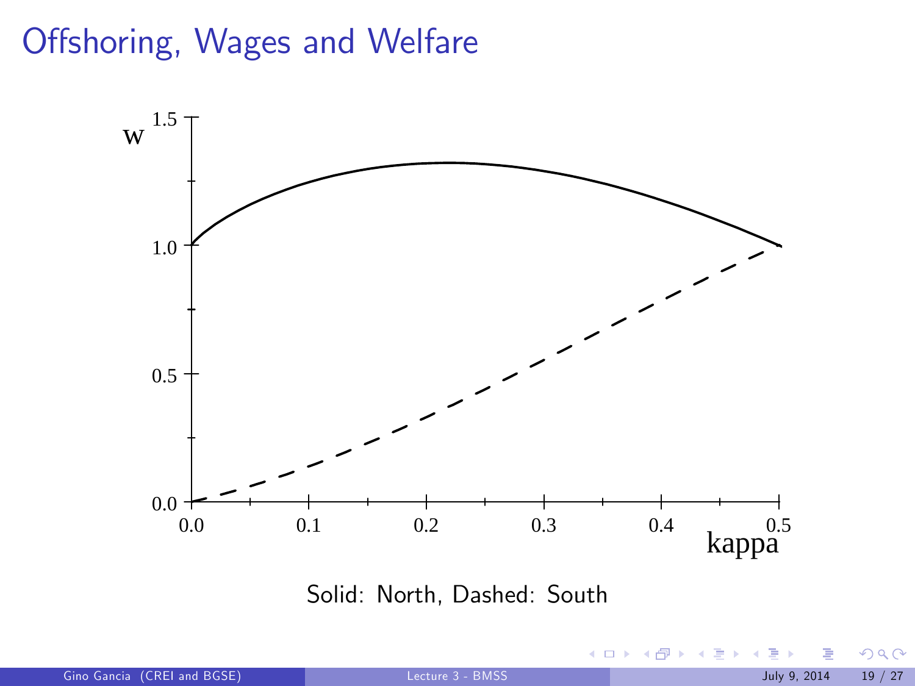# Offshoring, Wages and Welfare

Solid: North, Dashed: South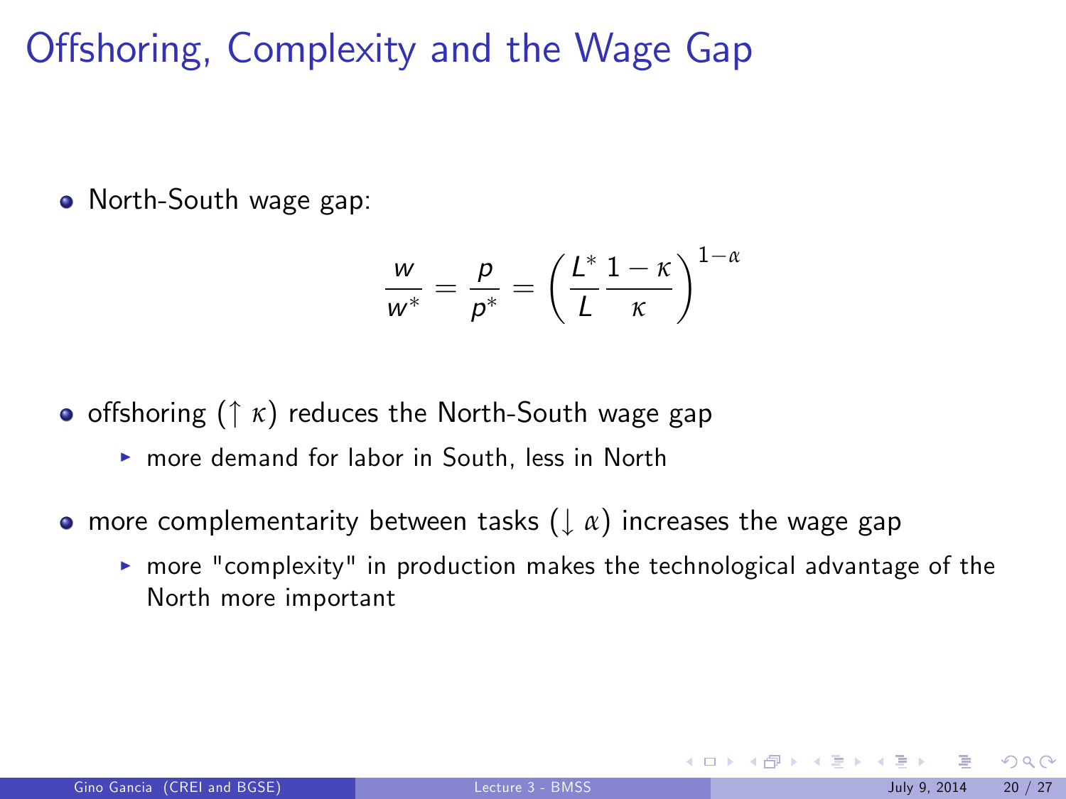# Offshoring, Complexity and the Wage Gap

- North-South wage gap:

$$\frac{w}{w^*} = \frac{p}{p^*} = \left( \frac{L^*}{L} \frac{1-\kappa}{\kappa} \right)^{1-\alpha}$$

- offshoring ($\uparrow \kappa$) reduces the North-South wage gap
  - more demand for labor in South, less in North
- more complementarity between tasks ($\downarrow \alpha$) increases the wage gap
  - more "complexity" in production makes the technological advantage of the North more important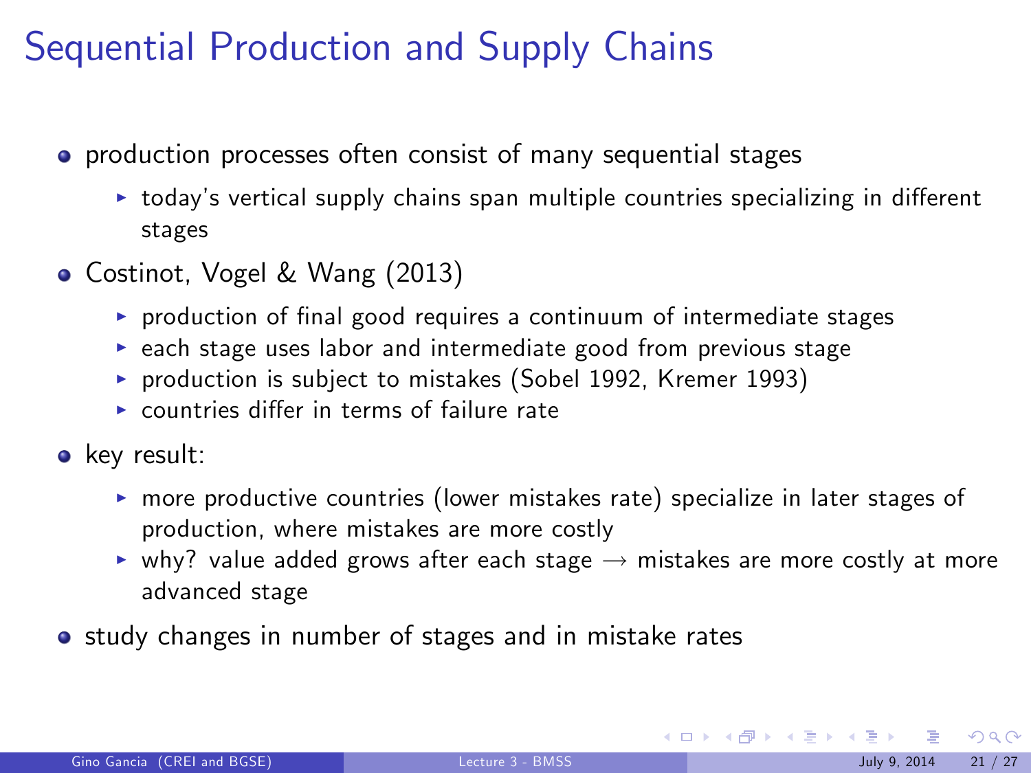# Sequential Production and Supply Chains

- production processes often consist of many sequential stages
  - today's vertical supply chains span multiple countries specializing in different stages
- Costinot, Vogel & Wang (2013)
  - production of final good requires a continuum of intermediate stages
  - each stage uses labor and intermediate good from previous stage
  - production is subject to mistakes (Sobel 1992, Kremer 1993)
  - countries differ in terms of failure rate
- key result:
  - more productive countries (lower mistakes rate) specialize in later stages of production, where mistakes are more costly
  - why? value added grows after each stage → mistakes are more costly at more advanced stage
- study changes in number of stages and in mistake rates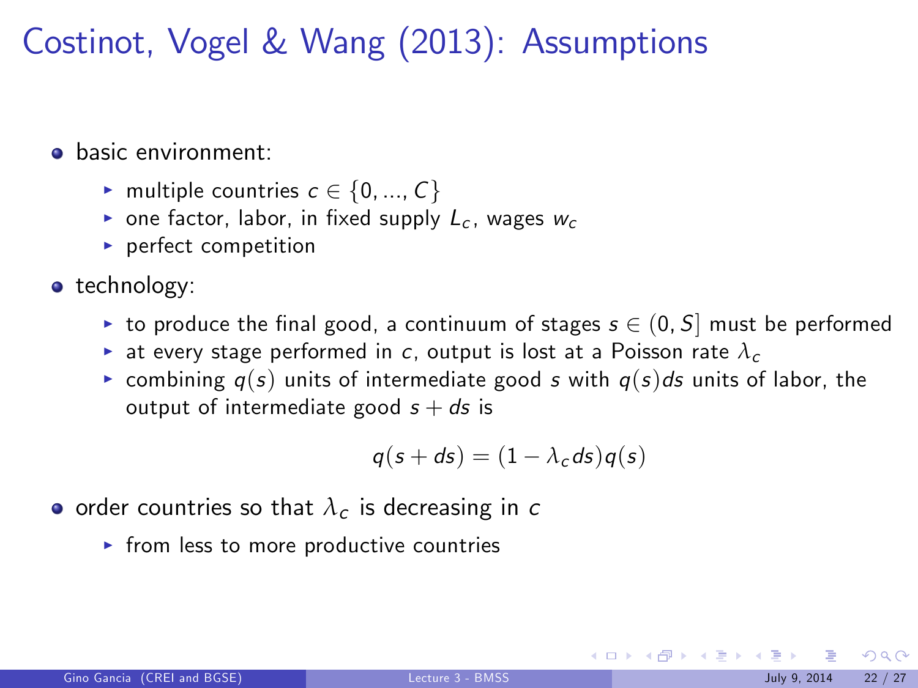# Costinot, Vogel & Wang (2013): Assumptions

- basic environment:
  - multiple countries $c \in \{0, ..., C\}$
  - one factor, labor, in fixed supply $L_c$, wages $w_c$
  - perfect competition
- technology:
  - to produce the final good, a continuum of stages $s \in (0, S]$ must be performed
  - at every stage performed in $c$, output is lost at a Poisson rate $\lambda_c$
  - combining $q(s)$ units of intermediate good $s$ with $q(s)ds$ units of labor, the output of intermediate good $s + ds$ is

$$q(s + ds) = (1 - \lambda_c ds) q(s)$$

- order countries so that $\lambda_c$ is decreasing in $c$
  - from less to more productive countries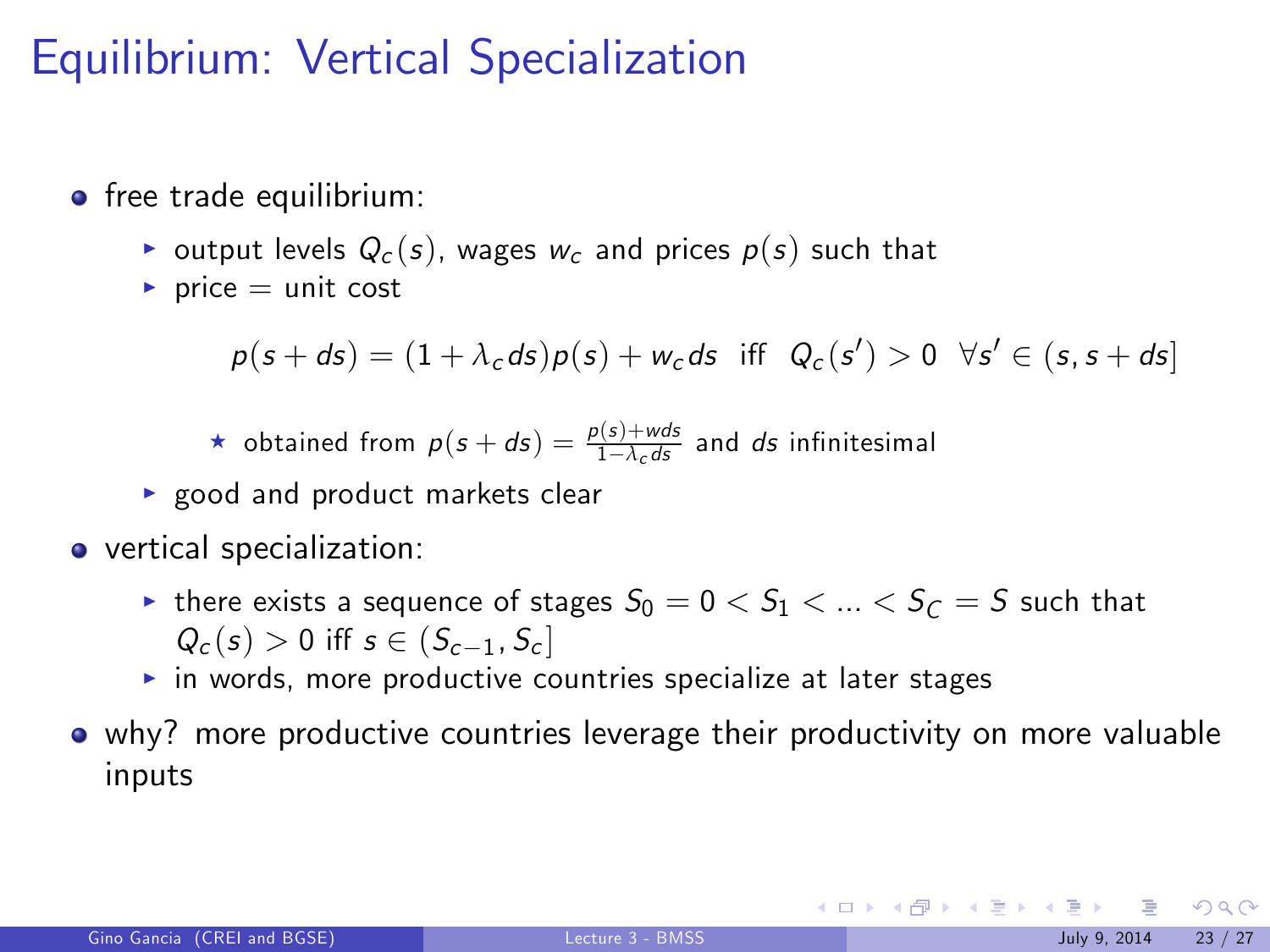# Equilibrium: Vertical Specialization

- free trade equilibrium:
  - output levels $Q_c(s)$, wages $w_c$ and prices $p(s)$ such that
  - price = unit cost

$$p(s + ds) = (1 + \lambda_c ds)p(s) + w_c ds \text{ iff } Q_c(s') > 0 \ \forall s' \in (s, s + ds]$$

    - ★ obtained from $p(s + ds) = \frac{p(s)+wds}{1-\lambda_c ds}$ and $ds$ infinitesimal
  - good and product markets clear
- vertical specialization:
  - there exists a sequence of stages $S_0 = 0 < S_1 < ... < S_C = S$ such that $Q_c(s) > 0$ iff $s \in (S_{c-1}, S_c]$
  - in words, more productive countries specialize at later stages
- why? more productive countries leverage their productivity on more valuable inputs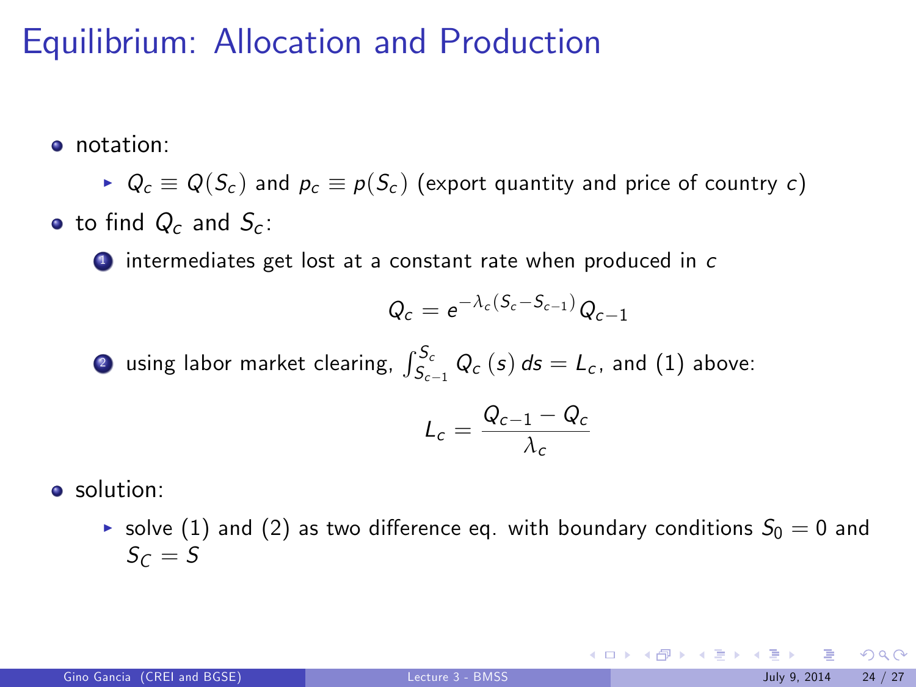# Equilibrium: Allocation and Production

- notation:
  - $Q_c \equiv Q(S_c)$ and $p_c \equiv p(S_c)$ (export quantity and price of country $c$)
- to find $Q_c$ and $S_c$:
  1. intermediates get lost at a constant rate when produced in $c$

$$Q_c = e^{-\lambda_c (S_c - S_{c-1})} Q_{c-1}$$

  2. using labor market clearing, $\int_{S_{c-1}}^{S_c} Q_c(s)\, ds = L_c$, and (1) above:

$$L_c = \frac{Q_{c-1} - Q_c}{\lambda_c}$$

- solution:
  - solve (1) and (2) as two difference eq. with boundary conditions $S_0 = 0$ and $S_C = S$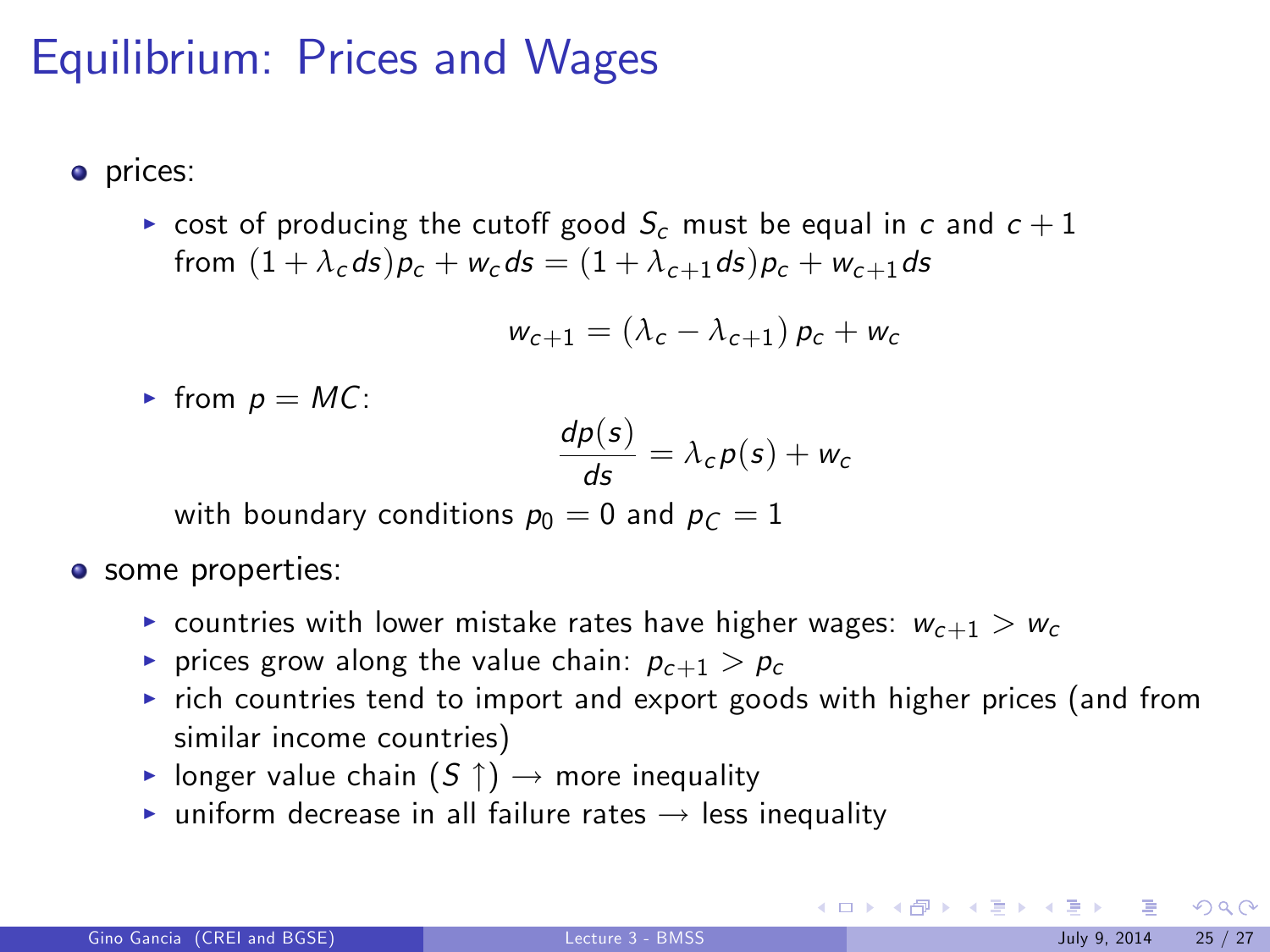# Equilibrium: Prices and Wages

- prices:
  - cost of producing the cutoff good $S_c$ must be equal in $c$ and $c+1$ from $(1 + \lambda_c ds)p_c + w_c ds = (1 + \lambda_{c+1} ds)p_c + w_{c+1} ds$

    $$w_{c+1} = (\lambda_c - \lambda_{c+1})\, p_c + w_c$$

  - from $p = MC$:

    $$\frac{dp(s)}{ds} = \lambda_c p(s) + w_c$$

    with boundary conditions $p_0 = 0$ and $p_C = 1$

- some properties:
  - countries with lower mistake rates have higher wages: $w_{c+1} > w_c$
  - prices grow along the value chain: $p_{c+1} > p_c$
  - rich countries tend to import and export goods with higher prices (and from similar income countries)
  - longer value chain ($S \uparrow$) $\rightarrow$ more inequality
  - uniform decrease in all failure rates $\rightarrow$ less inequality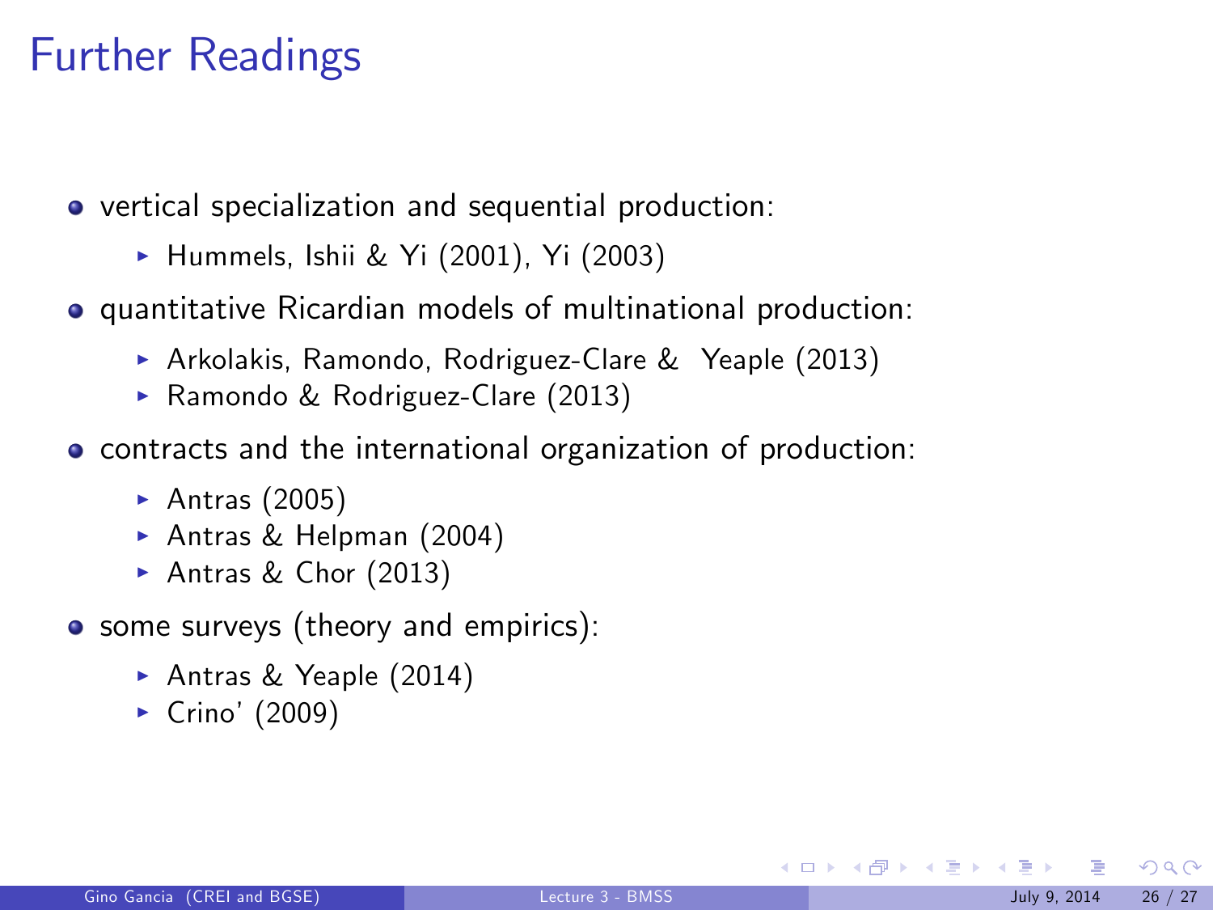# Further Readings

- vertical specialization and sequential production:
  - Hummels, Ishii & Yi (2001), Yi (2003)
- quantitative Ricardian models of multinational production:
  - Arkolakis, Ramondo, Rodriguez-Clare & Yeaple (2013)
  - Ramondo & Rodriguez-Clare (2013)
- contracts and the international organization of production:
  - Antras (2005)
  - Antras & Helpman (2004)
  - Antras & Chor (2013)
- some surveys (theory and empirics):
  - Antras & Yeaple (2014)
  - Crino' (2009)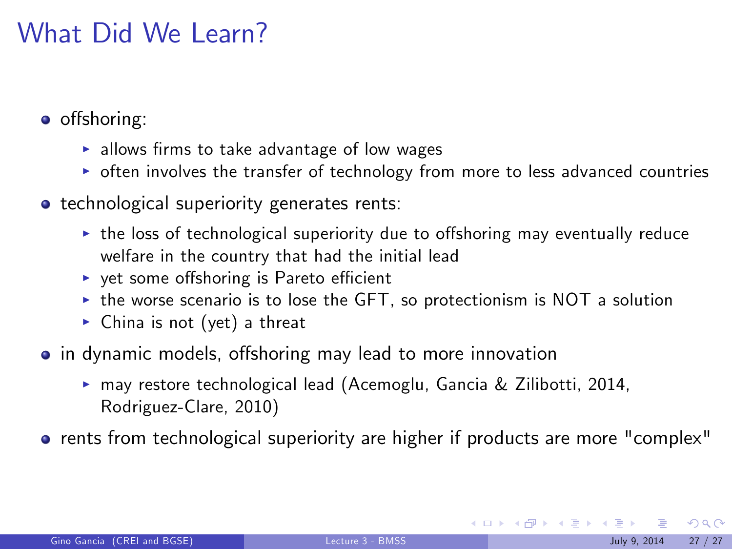# What Did We Learn?

- offshoring:
  - allows firms to take advantage of low wages
  - often involves the transfer of technology from more to less advanced countries
- technological superiority generates rents:
  - the loss of technological superiority due to offshoring may eventually reduce welfare in the country that had the initial lead
  - yet some offshoring is Pareto efficient
  - the worse scenario is to lose the GFT, so protectionism is NOT a solution
  - China is not (yet) a threat
- in dynamic models, offshoring may lead to more innovation
  - may restore technological lead (Acemoglu, Gancia & Zilibotti, 2014, Rodriguez-Clare, 2010)
- rents from technological superiority are higher if products are more "complex"